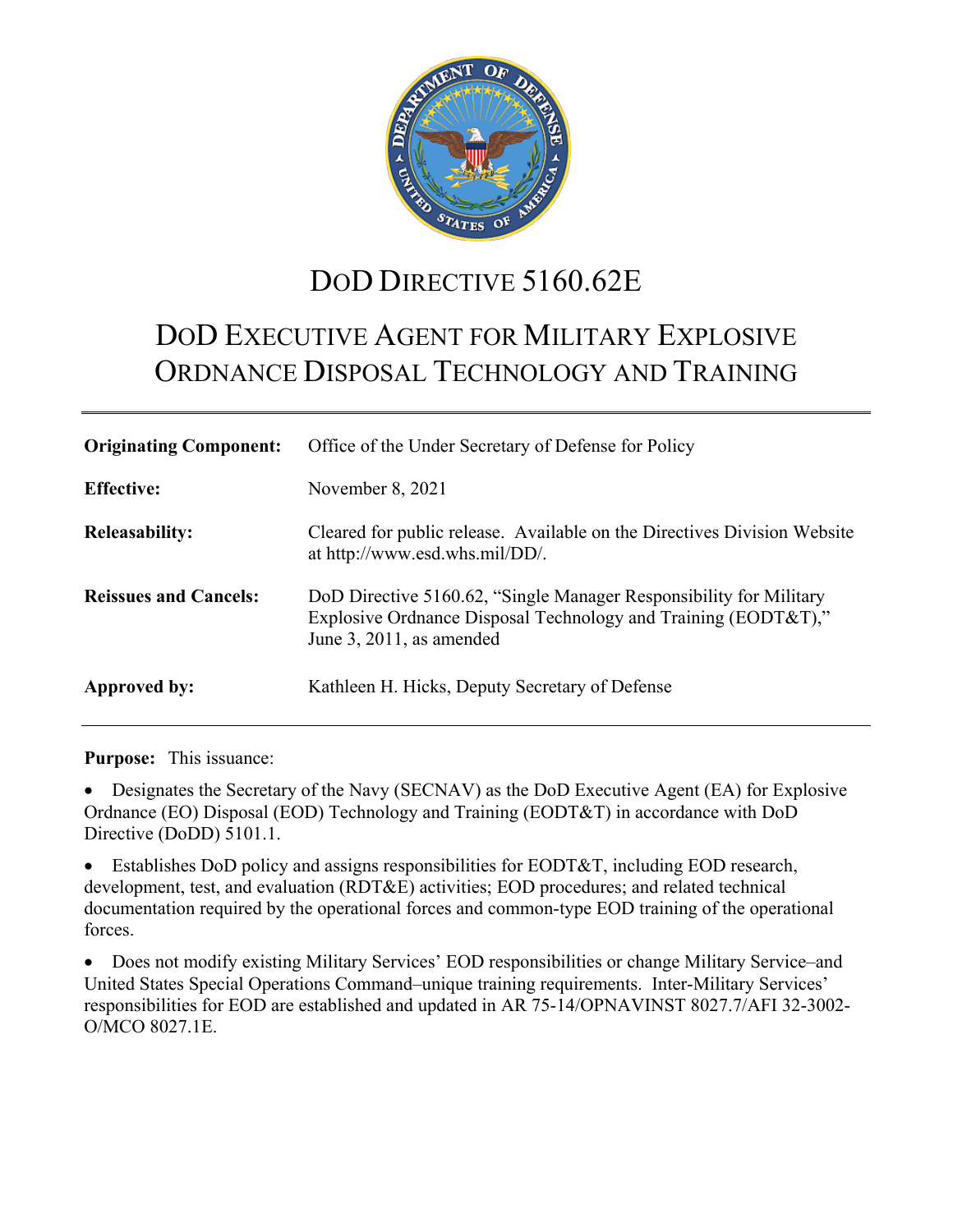# DoD Directive 5160.62E

# DoD Executive Agent for Military Explosive Ordnance Disposal Technology and Training

| | |
|---|---|
| **Originating Component:** | Office of the Under Secretary of Defense for Policy |
| **Effective:** | November 8, 2021 |
| **Releasability:** | Cleared for public release. Available on the Directives Division Website at http://www.esd.whs.mil/DD/. |
| **Reissues and Cancels:** | DoD Directive 5160.62, "Single Manager Responsibility for Military Explosive Ordnance Disposal Technology and Training (EODT&T)," June 3, 2011, as amended |
| **Approved by:** | Kathleen H. Hicks, Deputy Secretary of Defense |

**Purpose:** This issuance:

- Designates the Secretary of the Navy (SECNAV) as the DoD Executive Agent (EA) for Explosive Ordnance (EO) Disposal (EOD) Technology and Training (EODT&T) in accordance with DoD Directive (DoDD) 5101.1.
- Establishes DoD policy and assigns responsibilities for EODT&T, including EOD research, development, test, and evaluation (RDT&E) activities; EOD procedures; and related technical documentation required by the operational forces and common-type EOD training of the operational forces.
- Does not modify existing Military Services' EOD responsibilities or change Military Service–and United States Special Operations Command–unique training requirements. Inter-Military Services' responsibilities for EOD are established and updated in AR 75-14/OPNAVINST 8027.7/AFI 32-3002-O/MCO 8027.1E.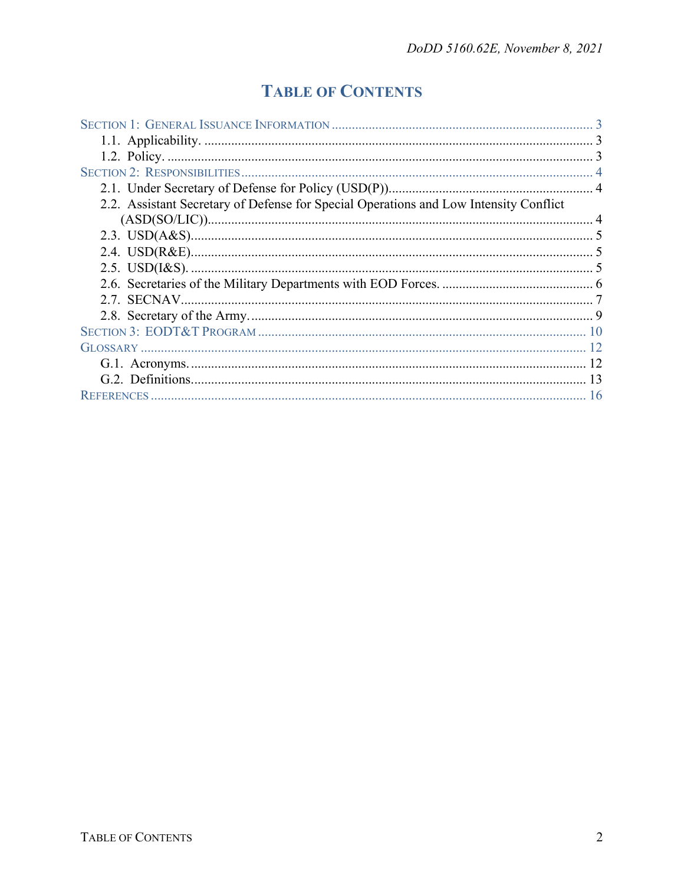# TABLE OF CONTENTS

SECTION 1: GENERAL ISSUANCE INFORMATION ..... 3
- 1.1. Applicability. ..... 3
- 1.2. Policy. ..... 3

SECTION 2: RESPONSIBILITIES ..... 4
- 2.1. Under Secretary of Defense for Policy (USD(P)) ..... 4
- 2.2. Assistant Secretary of Defense for Special Operations and Low Intensity Conflict (ASD(SO/LIC)) ..... 4
- 2.3. USD(A&S) ..... 5
- 2.4. USD(R&E) ..... 5
- 2.5. USD(I&S). ..... 5
- 2.6. Secretaries of the Military Departments with EOD Forces. ..... 6
- 2.7. SECNAV ..... 7
- 2.8. Secretary of the Army. ..... 9

SECTION 3: EODT&T PROGRAM ..... 10

GLOSSARY ..... 12
- G.1. Acronyms. ..... 12
- G.2. Definitions. ..... 13

REFERENCES ..... 16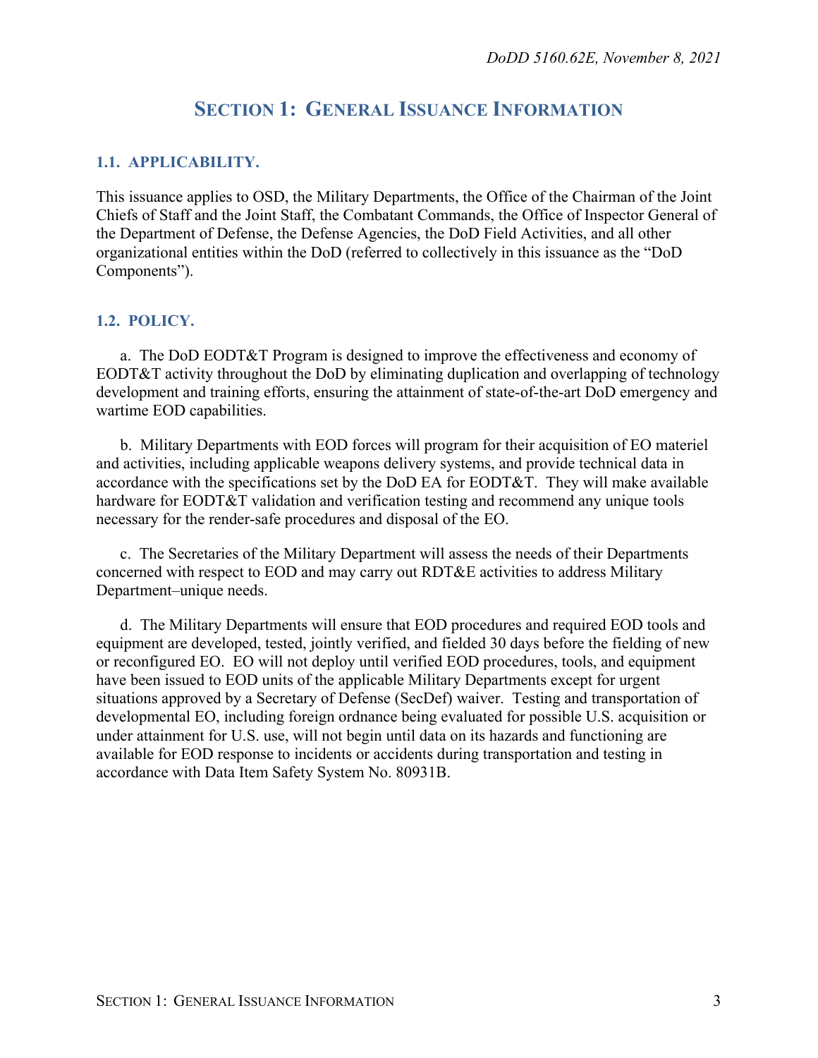## SECTION 1: GENERAL ISSUANCE INFORMATION

### 1.1. APPLICABILITY.

This issuance applies to OSD, the Military Departments, the Office of the Chairman of the Joint Chiefs of Staff and the Joint Staff, the Combatant Commands, the Office of Inspector General of the Department of Defense, the Defense Agencies, the DoD Field Activities, and all other organizational entities within the DoD (referred to collectively in this issuance as the "DoD Components").

### 1.2. POLICY.

a. The DoD EODT&T Program is designed to improve the effectiveness and economy of EODT&T activity throughout the DoD by eliminating duplication and overlapping of technology development and training efforts, ensuring the attainment of state-of-the-art DoD emergency and wartime EOD capabilities.

b. Military Departments with EOD forces will program for their acquisition of EO materiel and activities, including applicable weapons delivery systems, and provide technical data in accordance with the specifications set by the DoD EA for EODT&T. They will make available hardware for EODT&T validation and verification testing and recommend any unique tools necessary for the render-safe procedures and disposal of the EO.

c. The Secretaries of the Military Department will assess the needs of their Departments concerned with respect to EOD and may carry out RDT&E activities to address Military Department–unique needs.

d. The Military Departments will ensure that EOD procedures and required EOD tools and equipment are developed, tested, jointly verified, and fielded 30 days before the fielding of new or reconfigured EO. EO will not deploy until verified EOD procedures, tools, and equipment have been issued to EOD units of the applicable Military Departments except for urgent situations approved by a Secretary of Defense (SecDef) waiver. Testing and transportation of developmental EO, including foreign ordnance being evaluated for possible U.S. acquisition or under attainment for U.S. use, will not begin until data on its hazards and functioning are available for EOD response to incidents or accidents during transportation and testing in accordance with Data Item Safety System No. 80931B.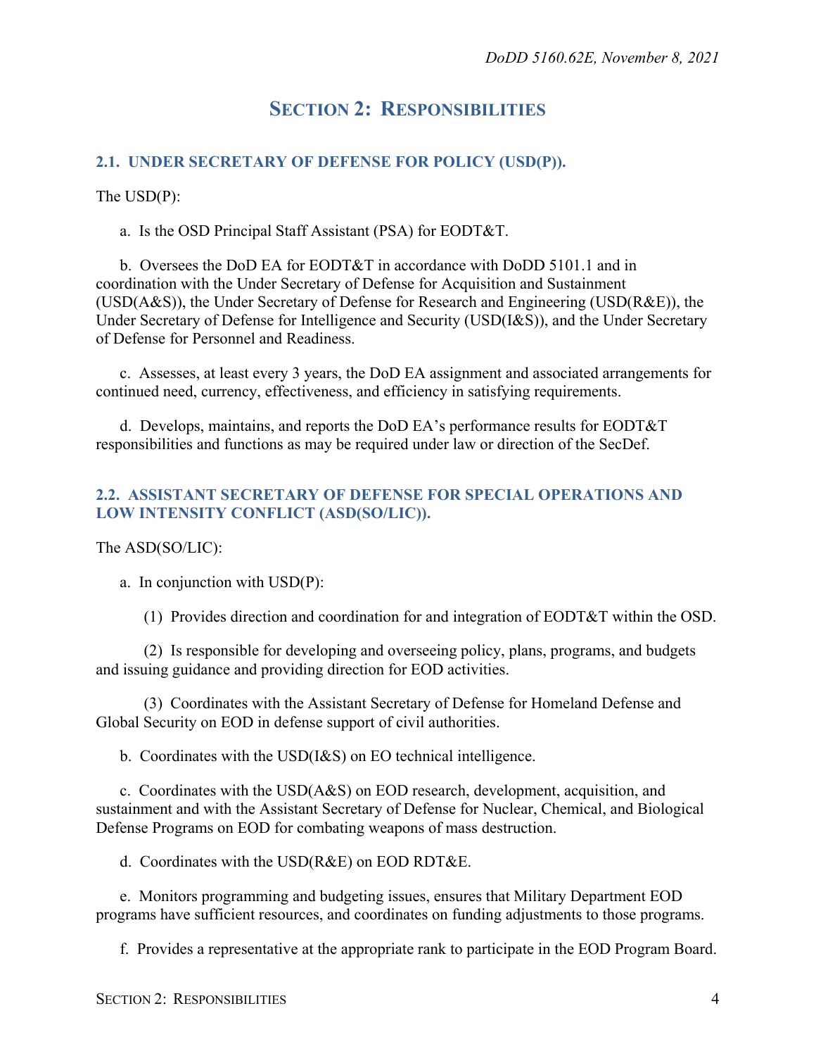# SECTION 2: RESPONSIBILITIES

## 2.1. UNDER SECRETARY OF DEFENSE FOR POLICY (USD(P)).

The USD(P):

a. Is the OSD Principal Staff Assistant (PSA) for EODT&T.

b. Oversees the DoD EA for EODT&T in accordance with DoDD 5101.1 and in coordination with the Under Secretary of Defense for Acquisition and Sustainment (USD(A&S)), the Under Secretary of Defense for Research and Engineering (USD(R&E)), the Under Secretary of Defense for Intelligence and Security (USD(I&S)), and the Under Secretary of Defense for Personnel and Readiness.

c. Assesses, at least every 3 years, the DoD EA assignment and associated arrangements for continued need, currency, effectiveness, and efficiency in satisfying requirements.

d. Develops, maintains, and reports the DoD EA's performance results for EODT&T responsibilities and functions as may be required under law or direction of the SecDef.

## 2.2. ASSISTANT SECRETARY OF DEFENSE FOR SPECIAL OPERATIONS AND LOW INTENSITY CONFLICT (ASD(SO/LIC)).

The ASD(SO/LIC):

a. In conjunction with USD(P):

(1) Provides direction and coordination for and integration of EODT&T within the OSD.

(2) Is responsible for developing and overseeing policy, plans, programs, and budgets and issuing guidance and providing direction for EOD activities.

(3) Coordinates with the Assistant Secretary of Defense for Homeland Defense and Global Security on EOD in defense support of civil authorities.

b. Coordinates with the USD(I&S) on EO technical intelligence.

c. Coordinates with the USD(A&S) on EOD research, development, acquisition, and sustainment and with the Assistant Secretary of Defense for Nuclear, Chemical, and Biological Defense Programs on EOD for combating weapons of mass destruction.

d. Coordinates with the USD(R&E) on EOD RDT&E.

e. Monitors programming and budgeting issues, ensures that Military Department EOD programs have sufficient resources, and coordinates on funding adjustments to those programs.

f. Provides a representative at the appropriate rank to participate in the EOD Program Board.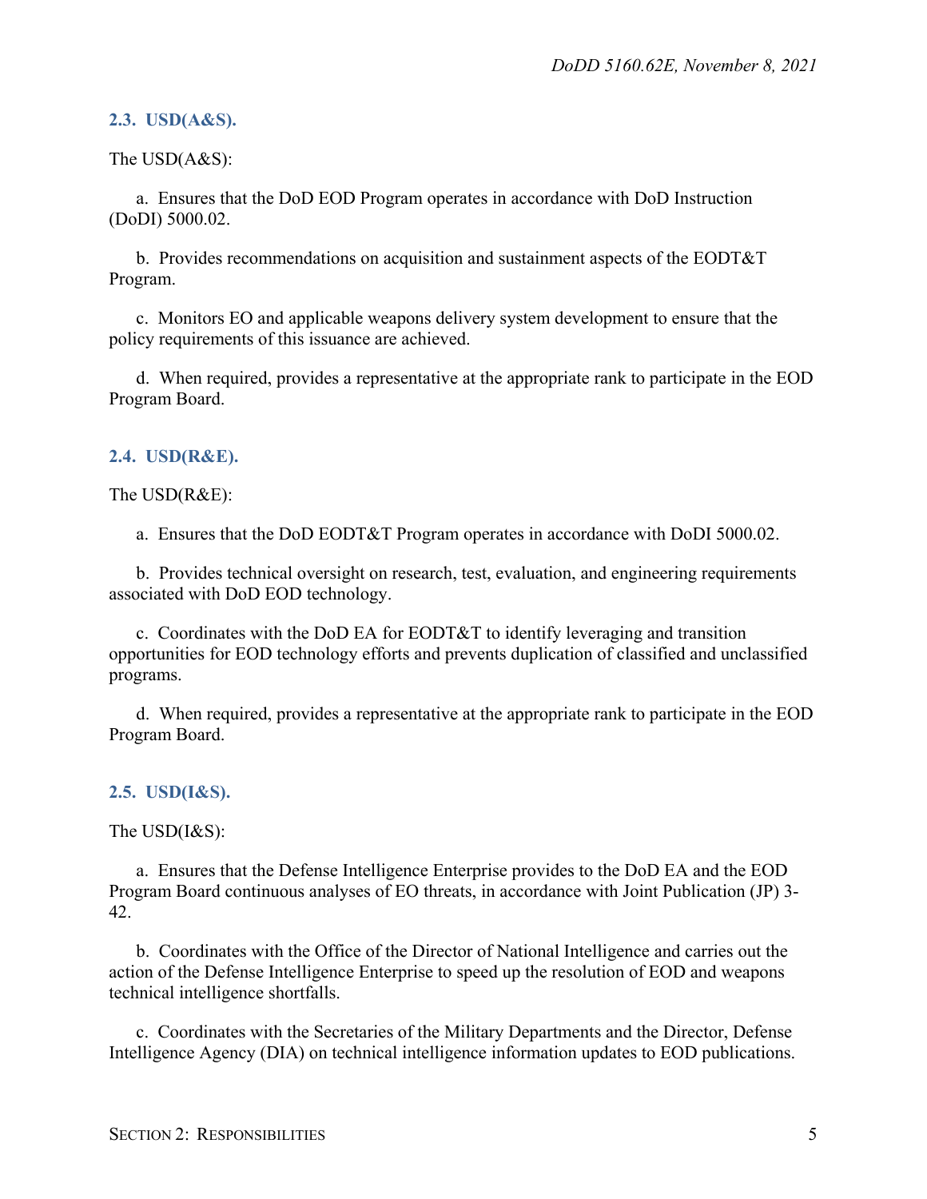### 2.3. USD(A&S).

The USD(A&S):

a. Ensures that the DoD EOD Program operates in accordance with DoD Instruction (DoDI) 5000.02.

b. Provides recommendations on acquisition and sustainment aspects of the EODT&T Program.

c. Monitors EO and applicable weapons delivery system development to ensure that the policy requirements of this issuance are achieved.

d. When required, provides a representative at the appropriate rank to participate in the EOD Program Board.

### 2.4. USD(R&E).

The USD(R&E):

a. Ensures that the DoD EODT&T Program operates in accordance with DoDI 5000.02.

b. Provides technical oversight on research, test, evaluation, and engineering requirements associated with DoD EOD technology.

c. Coordinates with the DoD EA for EODT&T to identify leveraging and transition opportunities for EOD technology efforts and prevents duplication of classified and unclassified programs.

d. When required, provides a representative at the appropriate rank to participate in the EOD Program Board.

### 2.5. USD(I&S).

The USD(I&S):

a. Ensures that the Defense Intelligence Enterprise provides to the DoD EA and the EOD Program Board continuous analyses of EO threats, in accordance with Joint Publication (JP) 3-42.

b. Coordinates with the Office of the Director of National Intelligence and carries out the action of the Defense Intelligence Enterprise to speed up the resolution of EOD and weapons technical intelligence shortfalls.

c. Coordinates with the Secretaries of the Military Departments and the Director, Defense Intelligence Agency (DIA) on technical intelligence information updates to EOD publications.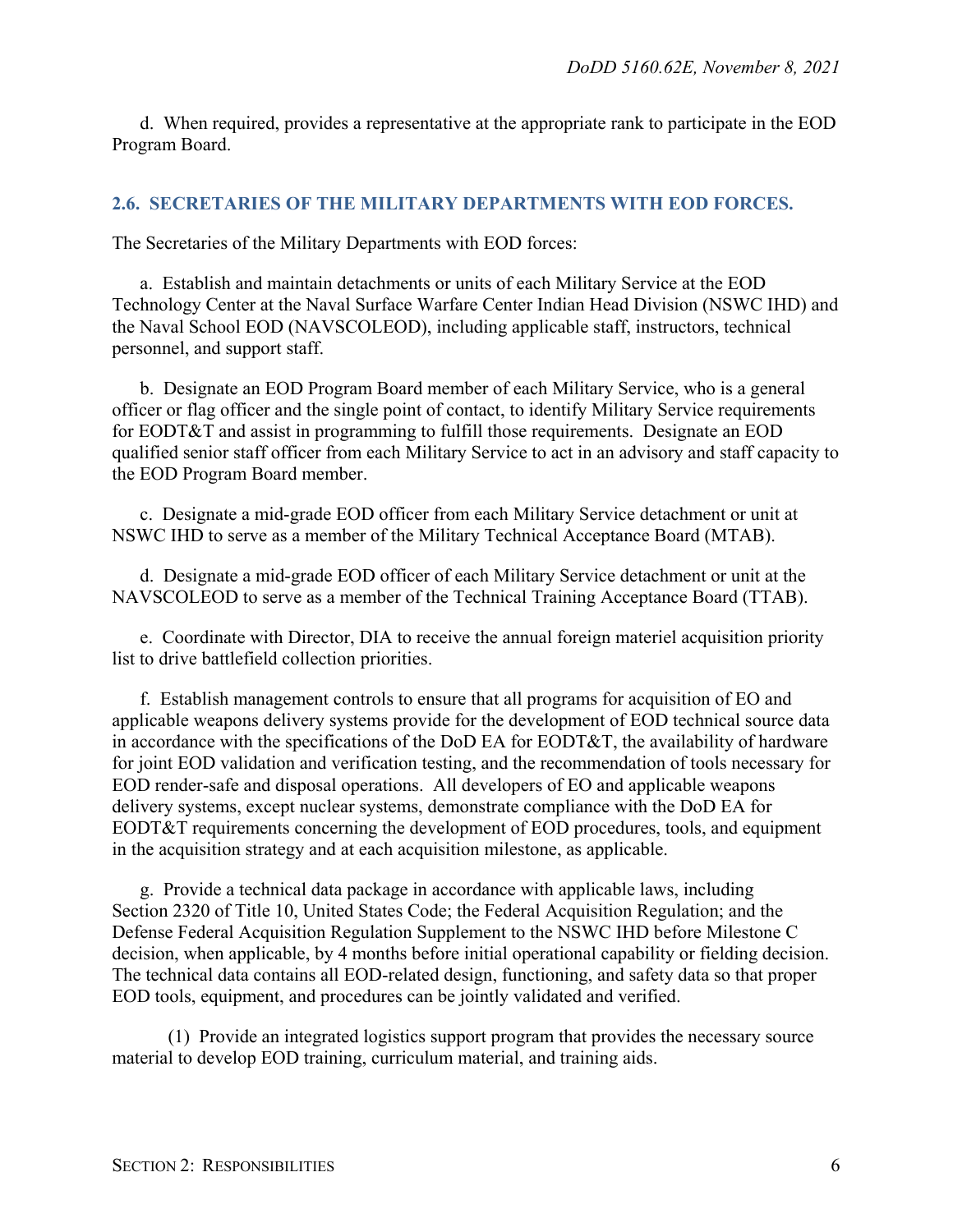d. When required, provides a representative at the appropriate rank to participate in the EOD Program Board.

## 2.6. SECRETARIES OF THE MILITARY DEPARTMENTS WITH EOD FORCES.

The Secretaries of the Military Departments with EOD forces:

a. Establish and maintain detachments or units of each Military Service at the EOD Technology Center at the Naval Surface Warfare Center Indian Head Division (NSWC IHD) and the Naval School EOD (NAVSCOLEOD), including applicable staff, instructors, technical personnel, and support staff.

b. Designate an EOD Program Board member of each Military Service, who is a general officer or flag officer and the single point of contact, to identify Military Service requirements for EODT&T and assist in programming to fulfill those requirements. Designate an EOD qualified senior staff officer from each Military Service to act in an advisory and staff capacity to the EOD Program Board member.

c. Designate a mid-grade EOD officer from each Military Service detachment or unit at NSWC IHD to serve as a member of the Military Technical Acceptance Board (MTAB).

d. Designate a mid-grade EOD officer of each Military Service detachment or unit at the NAVSCOLEOD to serve as a member of the Technical Training Acceptance Board (TTAB).

e. Coordinate with Director, DIA to receive the annual foreign materiel acquisition priority list to drive battlefield collection priorities.

f. Establish management controls to ensure that all programs for acquisition of EO and applicable weapons delivery systems provide for the development of EOD technical source data in accordance with the specifications of the DoD EA for EODT&T, the availability of hardware for joint EOD validation and verification testing, and the recommendation of tools necessary for EOD render-safe and disposal operations. All developers of EO and applicable weapons delivery systems, except nuclear systems, demonstrate compliance with the DoD EA for EODT&T requirements concerning the development of EOD procedures, tools, and equipment in the acquisition strategy and at each acquisition milestone, as applicable.

g. Provide a technical data package in accordance with applicable laws, including Section 2320 of Title 10, United States Code; the Federal Acquisition Regulation; and the Defense Federal Acquisition Regulation Supplement to the NSWC IHD before Milestone C decision, when applicable, by 4 months before initial operational capability or fielding decision. The technical data contains all EOD-related design, functioning, and safety data so that proper EOD tools, equipment, and procedures can be jointly validated and verified.

(1) Provide an integrated logistics support program that provides the necessary source material to develop EOD training, curriculum material, and training aids.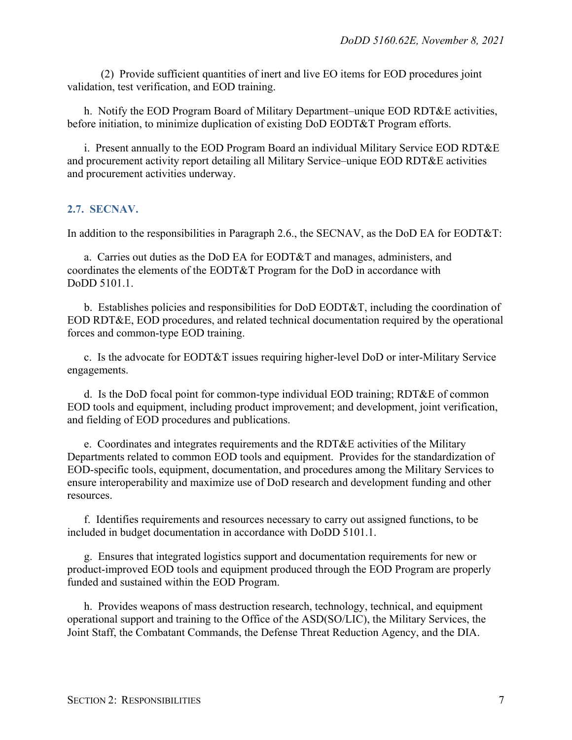(2) Provide sufficient quantities of inert and live EO items for EOD procedures joint validation, test verification, and EOD training.

h. Notify the EOD Program Board of Military Department–unique EOD RDT&E activities, before initiation, to minimize duplication of existing DoD EODT&T Program efforts.

i. Present annually to the EOD Program Board an individual Military Service EOD RDT&E and procurement activity report detailing all Military Service–unique EOD RDT&E activities and procurement activities underway.

## 2.7. SECNAV.

In addition to the responsibilities in Paragraph 2.6., the SECNAV, as the DoD EA for EODT&T:

a. Carries out duties as the DoD EA for EODT&T and manages, administers, and coordinates the elements of the EODT&T Program for the DoD in accordance with DoDD 5101.1.

b. Establishes policies and responsibilities for DoD EODT&T, including the coordination of EOD RDT&E, EOD procedures, and related technical documentation required by the operational forces and common-type EOD training.

c. Is the advocate for EODT&T issues requiring higher-level DoD or inter-Military Service engagements.

d. Is the DoD focal point for common-type individual EOD training; RDT&E of common EOD tools and equipment, including product improvement; and development, joint verification, and fielding of EOD procedures and publications.

e. Coordinates and integrates requirements and the RDT&E activities of the Military Departments related to common EOD tools and equipment. Provides for the standardization of EOD-specific tools, equipment, documentation, and procedures among the Military Services to ensure interoperability and maximize use of DoD research and development funding and other resources.

f. Identifies requirements and resources necessary to carry out assigned functions, to be included in budget documentation in accordance with DoDD 5101.1.

g. Ensures that integrated logistics support and documentation requirements for new or product-improved EOD tools and equipment produced through the EOD Program are properly funded and sustained within the EOD Program.

h. Provides weapons of mass destruction research, technology, technical, and equipment operational support and training to the Office of the ASD(SO/LIC), the Military Services, the Joint Staff, the Combatant Commands, the Defense Threat Reduction Agency, and the DIA.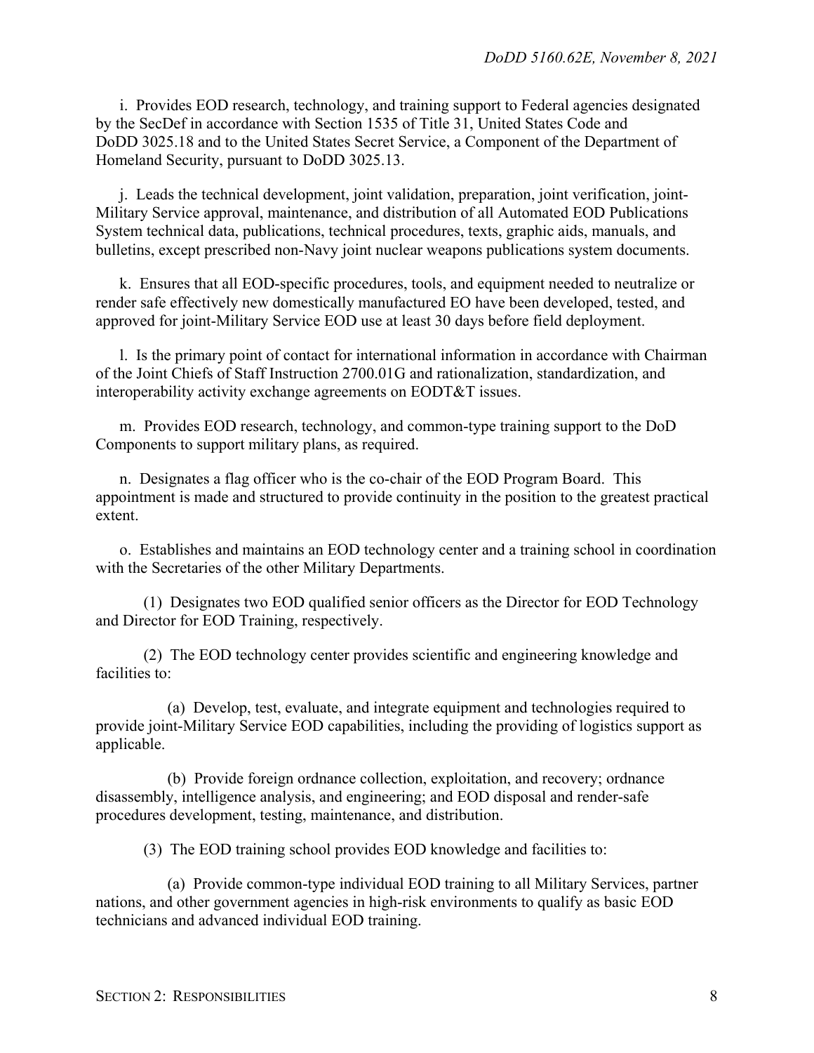i. Provides EOD research, technology, and training support to Federal agencies designated by the SecDef in accordance with Section 1535 of Title 31, United States Code and DoDD 3025.18 and to the United States Secret Service, a Component of the Department of Homeland Security, pursuant to DoDD 3025.13.

j. Leads the technical development, joint validation, preparation, joint verification, joint-Military Service approval, maintenance, and distribution of all Automated EOD Publications System technical data, publications, technical procedures, texts, graphic aids, manuals, and bulletins, except prescribed non-Navy joint nuclear weapons publications system documents.

k. Ensures that all EOD-specific procedures, tools, and equipment needed to neutralize or render safe effectively new domestically manufactured EO have been developed, tested, and approved for joint-Military Service EOD use at least 30 days before field deployment.

l. Is the primary point of contact for international information in accordance with Chairman of the Joint Chiefs of Staff Instruction 2700.01G and rationalization, standardization, and interoperability activity exchange agreements on EODT&T issues.

m. Provides EOD research, technology, and common-type training support to the DoD Components to support military plans, as required.

n. Designates a flag officer who is the co-chair of the EOD Program Board. This appointment is made and structured to provide continuity in the position to the greatest practical extent.

o. Establishes and maintains an EOD technology center and a training school in coordination with the Secretaries of the other Military Departments.

(1) Designates two EOD qualified senior officers as the Director for EOD Technology and Director for EOD Training, respectively.

(2) The EOD technology center provides scientific and engineering knowledge and facilities to:

(a) Develop, test, evaluate, and integrate equipment and technologies required to provide joint-Military Service EOD capabilities, including the providing of logistics support as applicable.

(b) Provide foreign ordnance collection, exploitation, and recovery; ordnance disassembly, intelligence analysis, and engineering; and EOD disposal and render-safe procedures development, testing, maintenance, and distribution.

(3) The EOD training school provides EOD knowledge and facilities to:

(a) Provide common-type individual EOD training to all Military Services, partner nations, and other government agencies in high-risk environments to qualify as basic EOD technicians and advanced individual EOD training.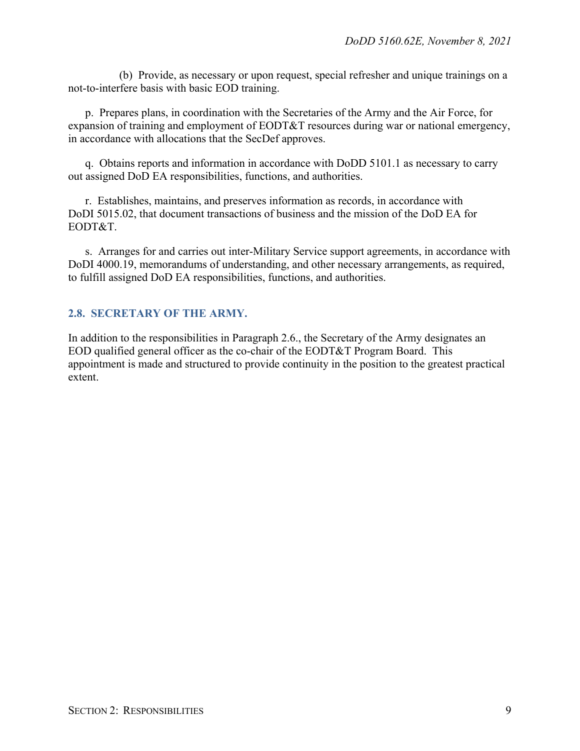(b) Provide, as necessary or upon request, special refresher and unique trainings on a not-to-interfere basis with basic EOD training.

p. Prepares plans, in coordination with the Secretaries of the Army and the Air Force, for expansion of training and employment of EODT&T resources during war or national emergency, in accordance with allocations that the SecDef approves.

q. Obtains reports and information in accordance with DoDD 5101.1 as necessary to carry out assigned DoD EA responsibilities, functions, and authorities.

r. Establishes, maintains, and preserves information as records, in accordance with DoDI 5015.02, that document transactions of business and the mission of the DoD EA for EODT&T.

s. Arranges for and carries out inter-Military Service support agreements, in accordance with DoDI 4000.19, memorandums of understanding, and other necessary arrangements, as required, to fulfill assigned DoD EA responsibilities, functions, and authorities.

## 2.8. SECRETARY OF THE ARMY.

In addition to the responsibilities in Paragraph 2.6., the Secretary of the Army designates an EOD qualified general officer as the co-chair of the EODT&T Program Board. This appointment is made and structured to provide continuity in the position to the greatest practical extent.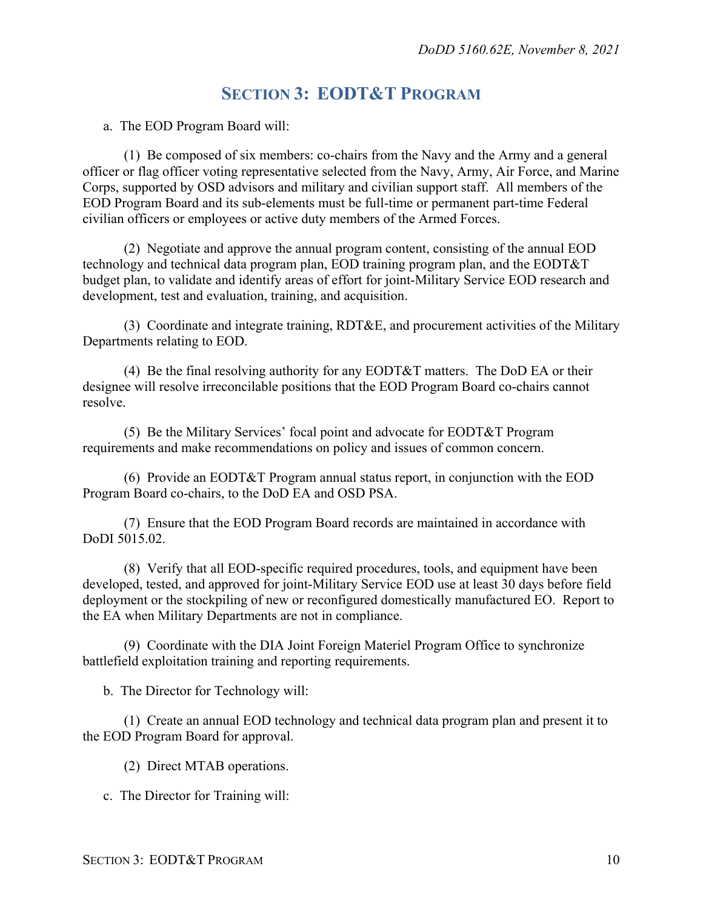## SECTION 3: EODT&T PROGRAM

a. The EOD Program Board will:

(1) Be composed of six members: co-chairs from the Navy and the Army and a general officer or flag officer voting representative selected from the Navy, Army, Air Force, and Marine Corps, supported by OSD advisors and military and civilian support staff. All members of the EOD Program Board and its sub-elements must be full-time or permanent part-time Federal civilian officers or employees or active duty members of the Armed Forces.

(2) Negotiate and approve the annual program content, consisting of the annual EOD technology and technical data program plan, EOD training program plan, and the EODT&T budget plan, to validate and identify areas of effort for joint-Military Service EOD research and development, test and evaluation, training, and acquisition.

(3) Coordinate and integrate training, RDT&E, and procurement activities of the Military Departments relating to EOD.

(4) Be the final resolving authority for any EODT&T matters. The DoD EA or their designee will resolve irreconcilable positions that the EOD Program Board co-chairs cannot resolve.

(5) Be the Military Services' focal point and advocate for EODT&T Program requirements and make recommendations on policy and issues of common concern.

(6) Provide an EODT&T Program annual status report, in conjunction with the EOD Program Board co-chairs, to the DoD EA and OSD PSA.

(7) Ensure that the EOD Program Board records are maintained in accordance with DoDI 5015.02.

(8) Verify that all EOD-specific required procedures, tools, and equipment have been developed, tested, and approved for joint-Military Service EOD use at least 30 days before field deployment or the stockpiling of new or reconfigured domestically manufactured EO. Report to the EA when Military Departments are not in compliance.

(9) Coordinate with the DIA Joint Foreign Materiel Program Office to synchronize battlefield exploitation training and reporting requirements.

b. The Director for Technology will:

(1) Create an annual EOD technology and technical data program plan and present it to the EOD Program Board for approval.

(2) Direct MTAB operations.

c. The Director for Training will: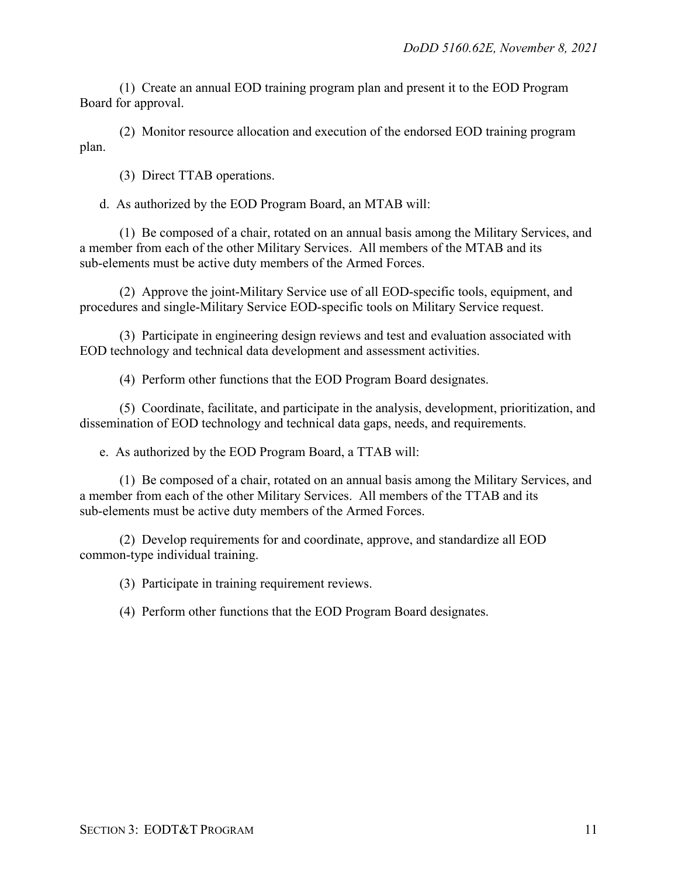(1) Create an annual EOD training program plan and present it to the EOD Program Board for approval.

(2) Monitor resource allocation and execution of the endorsed EOD training program plan.

(3) Direct TTAB operations.

d. As authorized by the EOD Program Board, an MTAB will:

(1) Be composed of a chair, rotated on an annual basis among the Military Services, and a member from each of the other Military Services. All members of the MTAB and its sub-elements must be active duty members of the Armed Forces.

(2) Approve the joint-Military Service use of all EOD-specific tools, equipment, and procedures and single-Military Service EOD-specific tools on Military Service request.

(3) Participate in engineering design reviews and test and evaluation associated with EOD technology and technical data development and assessment activities.

(4) Perform other functions that the EOD Program Board designates.

(5) Coordinate, facilitate, and participate in the analysis, development, prioritization, and dissemination of EOD technology and technical data gaps, needs, and requirements.

e. As authorized by the EOD Program Board, a TTAB will:

(1) Be composed of a chair, rotated on an annual basis among the Military Services, and a member from each of the other Military Services. All members of the TTAB and its sub-elements must be active duty members of the Armed Forces.

(2) Develop requirements for and coordinate, approve, and standardize all EOD common-type individual training.

(3) Participate in training requirement reviews.

(4) Perform other functions that the EOD Program Board designates.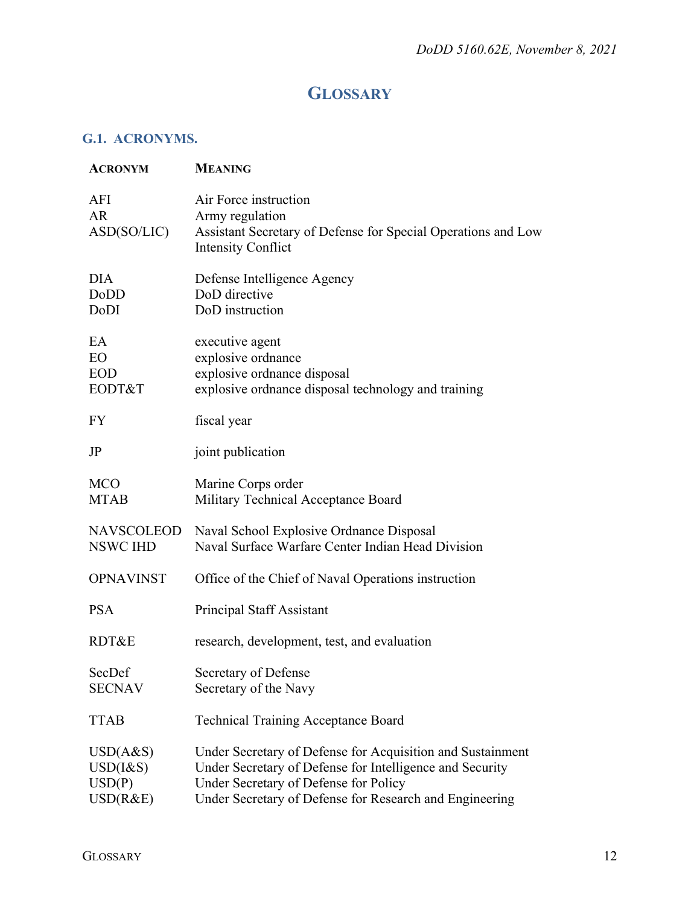# GLOSSARY

## G.1. ACRONYMS.

| ACRONYM | MEANING |
|---|---|
| AFI | Air Force instruction |
| AR | Army regulation |
| ASD(SO/LIC) | Assistant Secretary of Defense for Special Operations and Low Intensity Conflict |
| DIA | Defense Intelligence Agency |
| DoDD | DoD directive |
| DoDI | DoD instruction |
| EA | executive agent |
| EO | explosive ordnance |
| EOD | explosive ordnance disposal |
| EODT&T | explosive ordnance disposal technology and training |
| FY | fiscal year |
| JP | joint publication |
| MCO | Marine Corps order |
| MTAB | Military Technical Acceptance Board |
| NAVSCOLEOD | Naval School Explosive Ordnance Disposal |
| NSWC IHD | Naval Surface Warfare Center Indian Head Division |
| OPNAVINST | Office of the Chief of Naval Operations instruction |
| PSA | Principal Staff Assistant |
| RDT&E | research, development, test, and evaluation |
| SecDef | Secretary of Defense |
| SECNAV | Secretary of the Navy |
| TTAB | Technical Training Acceptance Board |
| USD(A&S) | Under Secretary of Defense for Acquisition and Sustainment |
| USD(I&S) | Under Secretary of Defense for Intelligence and Security |
| USD(P) | Under Secretary of Defense for Policy |
| USD(R&E) | Under Secretary of Defense for Research and Engineering |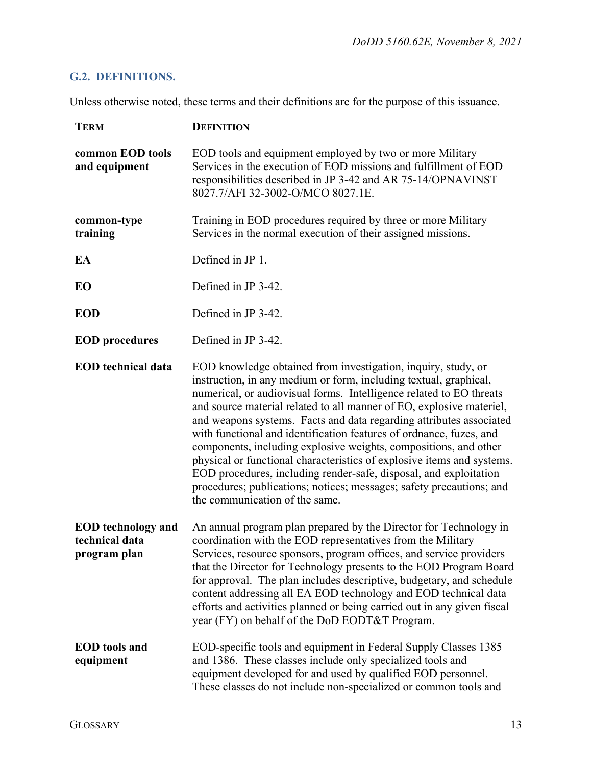## G.2. DEFINITIONS.

Unless otherwise noted, these terms and their definitions are for the purpose of this issuance.

| TERM | DEFINITION |
|---|---|
| **common EOD tools and equipment** | EOD tools and equipment employed by two or more Military Services in the execution of EOD missions and fulfillment of EOD responsibilities described in JP 3-42 and AR 75-14/OPNAVINST 8027.7/AFI 32-3002-O/MCO 8027.1E. |
| **common-type training** | Training in EOD procedures required by three or more Military Services in the normal execution of their assigned missions. |
| **EA** | Defined in JP 1. |
| **EO** | Defined in JP 3-42. |
| **EOD** | Defined in JP 3-42. |
| **EOD procedures** | Defined in JP 3-42. |
| **EOD technical data** | EOD knowledge obtained from investigation, inquiry, study, or instruction, in any medium or form, including textual, graphical, numerical, or audiovisual forms. Intelligence related to EO threats and source material related to all manner of EO, explosive materiel, and weapons systems. Facts and data regarding attributes associated with functional and identification features of ordnance, fuzes, and components, including explosive weights, compositions, and other physical or functional characteristics of explosive items and systems. EOD procedures, including render-safe, disposal, and exploitation procedures; publications; notices; messages; safety precautions; and the communication of the same. |
| **EOD technology and technical data program plan** | An annual program plan prepared by the Director for Technology in coordination with the EOD representatives from the Military Services, resource sponsors, program offices, and service providers that the Director for Technology presents to the EOD Program Board for approval. The plan includes descriptive, budgetary, and schedule content addressing all EA EOD technology and EOD technical data efforts and activities planned or being carried out in any given fiscal year (FY) on behalf of the DoD EODT&T Program. |
| **EOD tools and equipment** | EOD-specific tools and equipment in Federal Supply Classes 1385 and 1386. These classes include only specialized tools and equipment developed for and used by qualified EOD personnel. These classes do not include non-specialized or common tools and |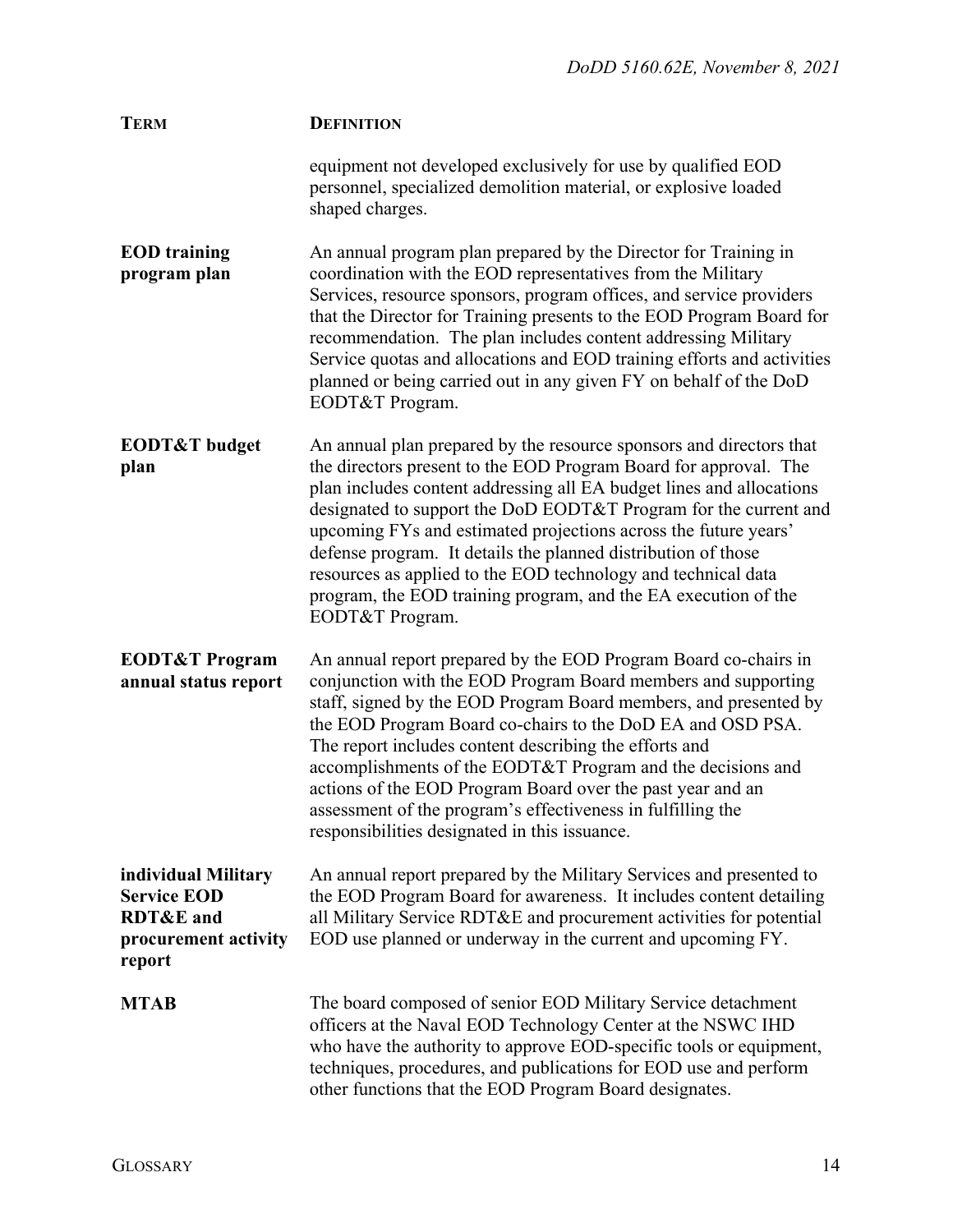| TERM | DEFINITION |
|---|---|
| | equipment not developed exclusively for use by qualified EOD personnel, specialized demolition material, or explosive loaded shaped charges. |
| **EOD training program plan** | An annual program plan prepared by the Director for Training in coordination with the EOD representatives from the Military Services, resource sponsors, program offices, and service providers that the Director for Training presents to the EOD Program Board for recommendation. The plan includes content addressing Military Service quotas and allocations and EOD training efforts and activities planned or being carried out in any given FY on behalf of the DoD EODT&T Program. |
| **EODT&T budget plan** | An annual plan prepared by the resource sponsors and directors that the directors present to the EOD Program Board for approval. The plan includes content addressing all EA budget lines and allocations designated to support the DoD EODT&T Program for the current and upcoming FYs and estimated projections across the future years' defense program. It details the planned distribution of those resources as applied to the EOD technology and technical data program, the EOD training program, and the EA execution of the EODT&T Program. |
| **EODT&T Program annual status report** | An annual report prepared by the EOD Program Board co-chairs in conjunction with the EOD Program Board members and supporting staff, signed by the EOD Program Board members, and presented by the EOD Program Board co-chairs to the DoD EA and OSD PSA. The report includes content describing the efforts and accomplishments of the EODT&T Program and the decisions and actions of the EOD Program Board over the past year and an assessment of the program's effectiveness in fulfilling the responsibilities designated in this issuance. |
| **individual Military Service EOD RDT&E and procurement activity report** | An annual report prepared by the Military Services and presented to the EOD Program Board for awareness. It includes content detailing all Military Service RDT&E and procurement activities for potential EOD use planned or underway in the current and upcoming FY. |
| **MTAB** | The board composed of senior EOD Military Service detachment officers at the Naval EOD Technology Center at the NSWC IHD who have the authority to approve EOD-specific tools or equipment, techniques, procedures, and publications for EOD use and perform other functions that the EOD Program Board designates. |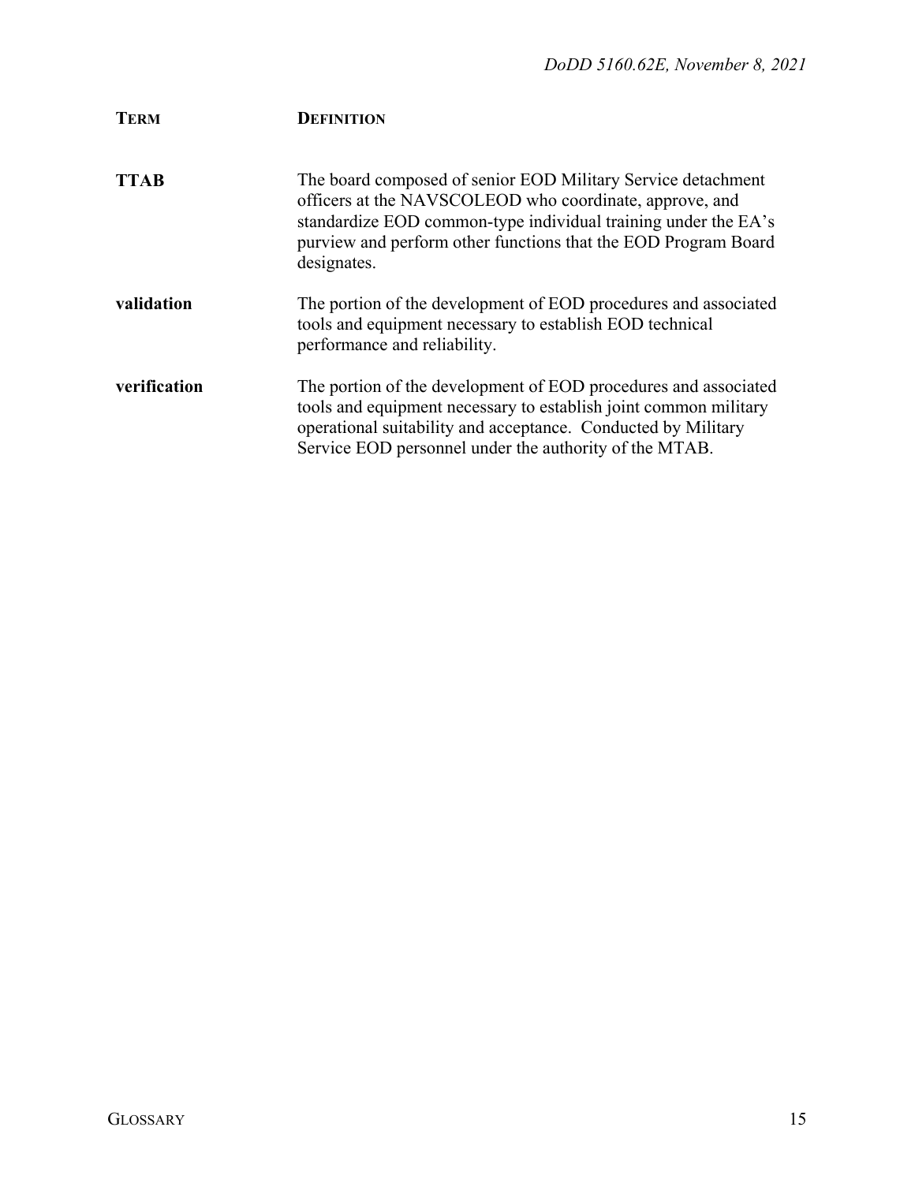| TERM | DEFINITION |
| --- | --- |
| **TTAB** | The board composed of senior EOD Military Service detachment officers at the NAVSCOLEOD who coordinate, approve, and standardize EOD common-type individual training under the EA's purview and perform other functions that the EOD Program Board designates. |
| **validation** | The portion of the development of EOD procedures and associated tools and equipment necessary to establish EOD technical performance and reliability. |
| **verification** | The portion of the development of EOD procedures and associated tools and equipment necessary to establish joint common military operational suitability and acceptance. Conducted by Military Service EOD personnel under the authority of the MTAB. |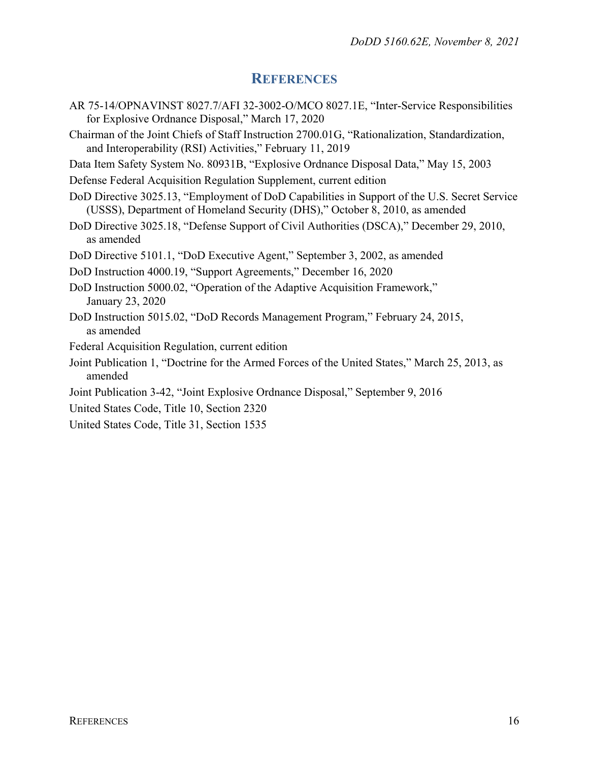# REFERENCES

AR 75-14/OPNAVINST 8027.7/AFI 32-3002-O/MCO 8027.1E, "Inter-Service Responsibilities for Explosive Ordnance Disposal," March 17, 2020

Chairman of the Joint Chiefs of Staff Instruction 2700.01G, "Rationalization, Standardization, and Interoperability (RSI) Activities," February 11, 2019

Data Item Safety System No. 80931B, "Explosive Ordnance Disposal Data," May 15, 2003

Defense Federal Acquisition Regulation Supplement, current edition

DoD Directive 3025.13, "Employment of DoD Capabilities in Support of the U.S. Secret Service (USSS), Department of Homeland Security (DHS)," October 8, 2010, as amended

DoD Directive 3025.18, "Defense Support of Civil Authorities (DSCA)," December 29, 2010, as amended

DoD Directive 5101.1, "DoD Executive Agent," September 3, 2002, as amended

DoD Instruction 4000.19, "Support Agreements," December 16, 2020

DoD Instruction 5000.02, "Operation of the Adaptive Acquisition Framework," January 23, 2020

DoD Instruction 5015.02, "DoD Records Management Program," February 24, 2015, as amended

Federal Acquisition Regulation, current edition

Joint Publication 1, "Doctrine for the Armed Forces of the United States," March 25, 2013, as amended

Joint Publication 3-42, "Joint Explosive Ordnance Disposal," September 9, 2016

United States Code, Title 10, Section 2320

United States Code, Title 31, Section 1535